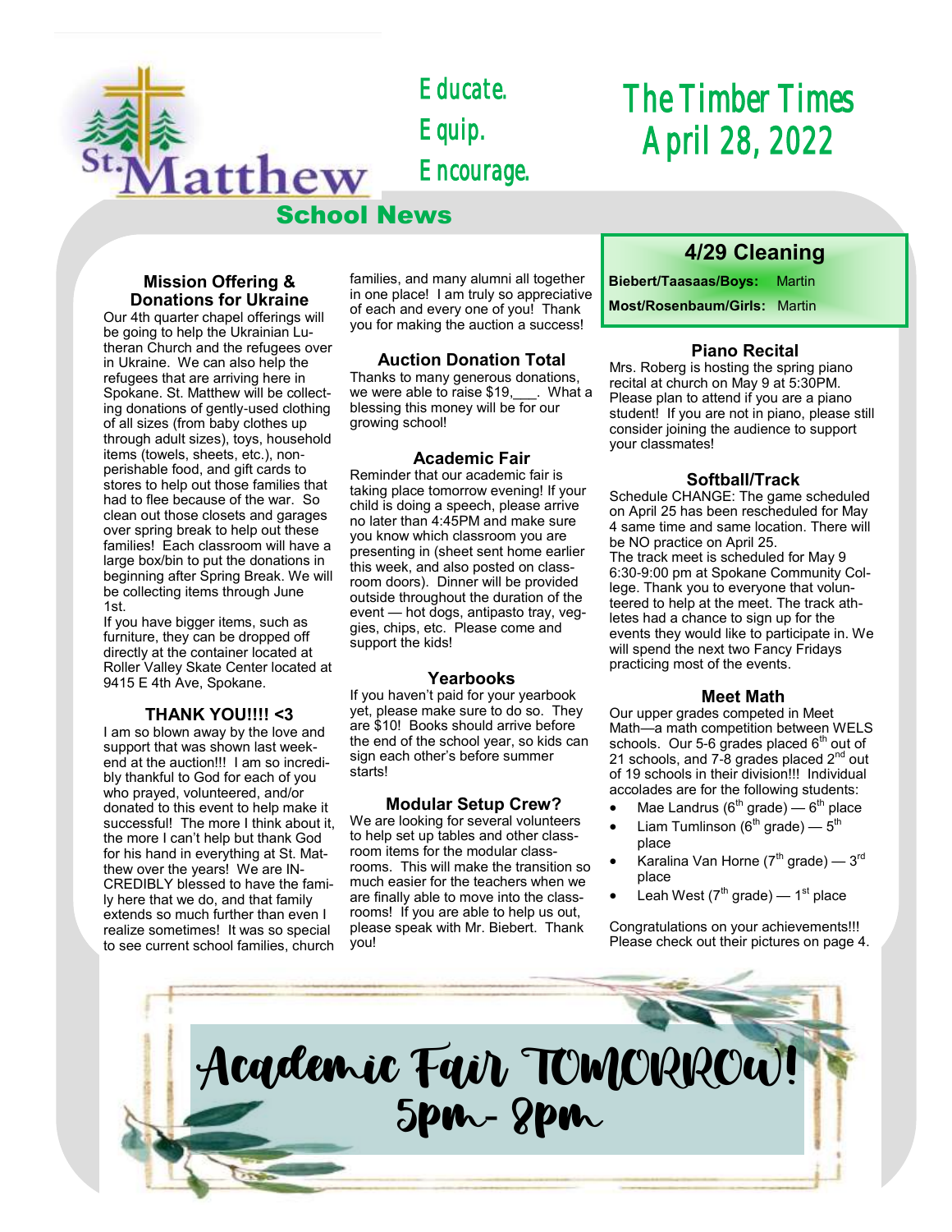St. Matthew School News

Educate.
Equip.
Encourage.

# The Timber Times
## April 28, 2022

### Mission Offering & Donations for Ukraine

Our 4th quarter chapel offerings will be going to help the Ukrainian Lutheran Church and the refugees over in Ukraine. We can also help the refugees that are arriving here in Spokane. St. Matthew will be collecting donations of gently-used clothing of all sizes (from baby clothes up through adult sizes), toys, household items (towels, sheets, etc.), non-perishable food, and gift cards to stores to help out those families that had to flee because of the war. So clean out those closets and garages over spring break to help out these families! Each classroom will have a large box/bin to put the donations in beginning after Spring Break. We will be collecting items through June 1st.

If you have bigger items, such as furniture, they can be dropped off directly at the container located at Roller Valley Skate Center located at 9415 E 4th Ave, Spokane.

### THANK YOU!!!! <3

I am so blown away by the love and support that was shown last weekend at the auction!!! I am so incredibly thankful to God for each of you who prayed, volunteered, and/or donated to this event to help make it successful! The more I think about it, the more I can't help but thank God for his hand in everything at St. Matthew over the years! We are INCREDIBLY blessed to have the family here that we do, and that family extends so much further than even I realize sometimes! It was so special to see current school families, church families, and many alumni all together in one place! I am truly so appreciative of each and every one of you! Thank you for making the auction a success!

### Auction Donation Total

Thanks to many generous donations, we were able to raise $19,___. What a blessing this money will be for our growing school!

### Academic Fair

Reminder that our academic fair is taking place tomorrow evening! If your child is doing a speech, please arrive no later than 4:45PM and make sure you know which classroom you are presenting in (sheet sent home earlier this week, and also posted on classroom doors). Dinner will be provided outside throughout the duration of the event — hot dogs, antipasto tray, veggies, chips, etc. Please come and support the kids!

### Yearbooks

If you haven't paid for your yearbook yet, please make sure to do so. They are $10! Books should arrive before the end of the school year, so kids can sign each other's before summer starts!

### Modular Setup Crew?

We are looking for several volunteers to help set up tables and other classroom items for the modular classrooms. This will make the transition so much easier for the teachers when we are finally able to move into the classrooms! If you are able to help us out, please speak with Mr. Biebert. Thank you!

### 4/29 Cleaning

**Biebert/Taasaas/Boys:** Martin

**Most/Rosenbaum/Girls:** Martin

### Piano Recital

Mrs. Roberg is hosting the spring piano recital at church on May 9 at 5:30PM. Please plan to attend if you are a piano student! If you are not in piano, please still consider joining the audience to support your classmates!

### Softball/Track

Schedule CHANGE: The game scheduled on April 25 has been rescheduled for May 4 same time and same location. There will be NO practice on April 25.

The track meet is scheduled for May 9 6:30-9:00 pm at Spokane Community College. Thank you to everyone that volunteered to help at the meet. The track athletes had a chance to sign up for the events they would like to participate in. We will spend the next two Fancy Fridays practicing most of the events.

### Meet Math

Our upper grades competed in Meet Math—a math competition between WELS schools. Our 5-6 grades placed 6th out of 21 schools, and 7-8 grades placed 2nd out of 19 schools in their division!!! Individual accolades are for the following students:

- Mae Landrus (6th grade) — 6th place
- Liam Tumlinson (6th grade) — 5th place
- Karalina Van Horne (7th grade) — 3rd place
- Leah West (7th grade) — 1st place

Congratulations on your achievements!!! Please check out their pictures on page 4.

**Academic Fair TOMORROW!**
**5pm- 8pm**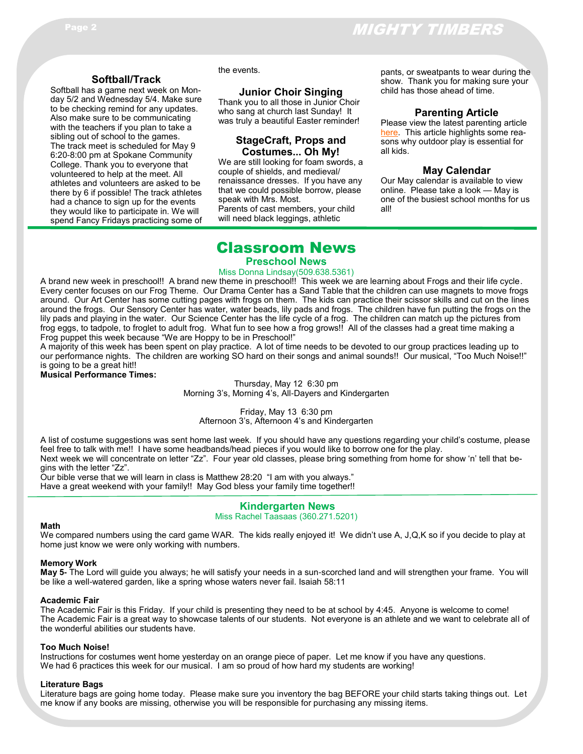### Softball/Track

Softball has a game next week on Monday 5/2 and Wednesday 5/4. Make sure to be checking remind for any updates. Also make sure to be communicating with the teachers if you plan to take a sibling out of school to the games. The track meet is scheduled for May 9 6:20-8:00 pm at Spokane Community College. Thank you to everyone that volunteered to help at the meet. All athletes and volunteers are asked to be there by 6 if possible! The track athletes had a chance to sign up for the events they would like to participate in. We will spend Fancy Fridays practicing some of the events.

### Junior Choir Singing

Thank you to all those in Junior Choir who sang at church last Sunday! It was truly a beautiful Easter reminder!

### StageCraft, Props and Costumes... Oh My!

We are still looking for foam swords, a couple of shields, and medieval/renaissance dresses. If you have any that we could possible borrow, please speak with Mrs. Most.

Parents of cast members, your child will need black leggings, athletic pants, or sweatpants to wear during the show. Thank you for making sure your child has those ahead of time.

### Parenting Article

Please view the latest parenting article here. This article highlights some reasons why outdoor play is essential for all kids.

### May Calendar

Our May calendar is available to view online. Please take a look — May is one of the busiest school months for us all!

# Classroom News

## Preschool News

Miss Donna Lindsay(509.638.5361)

A brand new week in preschool!! A brand new theme in preschool!! This week we are learning about Frogs and their life cycle. Every center focuses on our Frog Theme. Our Drama Center has a Sand Table that the children can use magnets to move frogs around. Our Art Center has some cutting pages with frogs on them. The kids can practice their scissor skills and cut on the lines around the frogs. Our Sensory Center has water, water beads, lily pads and frogs. The children have fun putting the frogs on the lily pads and playing in the water. Our Science Center has the life cycle of a frog. The children can match up the pictures from frog eggs, to tadpole, to froglet to adult frog. What fun to see how a frog grows!! All of the classes had a great time making a Frog puppet this week because "We are Hoppy to be in Preschool!"

A majority of this week has been spent on play practice. A lot of time needs to be devoted to our group practices leading up to our performance nights. The children are working SO hard on their songs and animal sounds!! Our musical, "Too Much Noise!!" is going to be a great hit!!

**Musical Performance Times:**

Thursday, May 12 6:30 pm
Morning 3's, Morning 4's, All-Dayers and Kindergarten

Friday, May 13 6:30 pm
Afternoon 3's, Afternoon 4's and Kindergarten

A list of costume suggestions was sent home last week. If you should have any questions regarding your child's costume, please feel free to talk with me!! I have some headbands/head pieces if you would like to borrow one for the play.

Next week we will concentrate on letter "Zz". Four year old classes, please bring something from home for show 'n' tell that begins with the letter "Zz".

Our bible verse that we will learn in class is Matthew 28:20 "I am with you always."

Have a great weekend with your family!! May God bless your family time together!!

## Kindergarten News

Miss Rachel Taasaas (360.271.5201)

**Math**

We compared numbers using the card game WAR. The kids really enjoyed it! We didn't use A, J,Q,K so if you decide to play at home just know we were only working with numbers.

**Memory Work**

**May 5-** The Lord will guide you always; he will satisfy your needs in a sun-scorched land and will strengthen your frame. You will be like a well-watered garden, like a spring whose waters never fail. Isaiah 58:11

**Academic Fair**

The Academic Fair is this Friday. If your child is presenting they need to be at school by 4:45. Anyone is welcome to come! The Academic Fair is a great way to showcase talents of our students. Not everyone is an athlete and we want to celebrate all of the wonderful abilities our students have.

**Too Much Noise!**

Instructions for costumes went home yesterday on an orange piece of paper. Let me know if you have any questions. We had 6 practices this week for our musical. I am so proud of how hard my students are working!

**Literature Bags**

Literature bags are going home today. Please make sure you inventory the bag BEFORE your child starts taking things out. Let me know if any books are missing, otherwise you will be responsible for purchasing any missing items.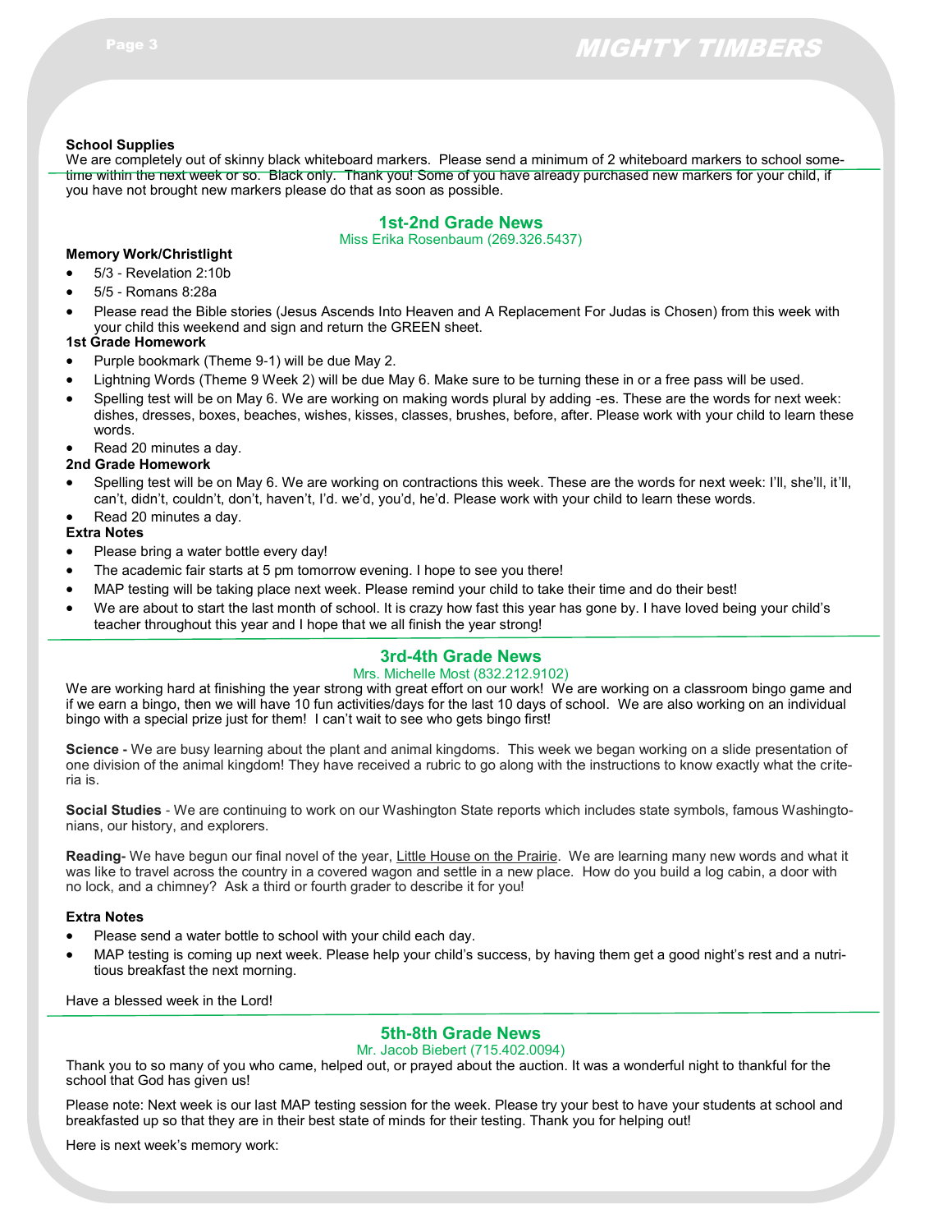**School Supplies**

We are completely out of skinny black whiteboard markers. Please send a minimum of 2 whiteboard markers to school sometime within the next week or so. Black only. Thank you! Some of you have already purchased new markers for your child, if you have not brought new markers please do that as soon as possible.

## 1st-2nd Grade News

Miss Erika Rosenbaum (269.326.5437)

**Memory Work/Christlight**

- 5/3 - Revelation 2:10b
- 5/5 - Romans 8:28a
- Please read the Bible stories (Jesus Ascends Into Heaven and A Replacement For Judas is Chosen) from this week with your child this weekend and sign and return the GREEN sheet.

**1st Grade Homework**

- Purple bookmark (Theme 9-1) will be due May 2.
- Lightning Words (Theme 9 Week 2) will be due May 6. Make sure to be turning these in or a free pass will be used.
- Spelling test will be on May 6. We are working on making words plural by adding -es. These are the words for next week: dishes, dresses, boxes, beaches, wishes, kisses, classes, brushes, before, after. Please work with your child to learn these words.
- Read 20 minutes a day.

**2nd Grade Homework**

- Spelling test will be on May 6. We are working on contractions this week. These are the words for next week: I'll, she'll, it'll, can't, didn't, couldn't, don't, haven't, I'd. we'd, you'd, he'd. Please work with your child to learn these words.
- Read 20 minutes a day.

**Extra Notes**

- Please bring a water bottle every day!
- The academic fair starts at 5 pm tomorrow evening. I hope to see you there!
- MAP testing will be taking place next week. Please remind your child to take their time and do their best!
- We are about to start the last month of school. It is crazy how fast this year has gone by. I have loved being your child's teacher throughout this year and I hope that we all finish the year strong!

## 3rd-4th Grade News

Mrs. Michelle Most (832.212.9102)

We are working hard at finishing the year strong with great effort on our work! We are working on a classroom bingo game and if we earn a bingo, then we will have 10 fun activities/days for the last 10 days of school. We are also working on an individual bingo with a special prize just for them! I can't wait to see who gets bingo first!

**Science -** We are busy learning about the plant and animal kingdoms. This week we began working on a slide presentation of one division of the animal kingdom! They have received a rubric to go along with the instructions to know exactly what the criteria is.

**Social Studies** - We are continuing to work on our Washington State reports which includes state symbols, famous Washingtonians, our history, and explorers.

**Reading-** We have begun our final novel of the year, Little House on the Prairie. We are learning many new words and what it was like to travel across the country in a covered wagon and settle in a new place. How do you build a log cabin, a door with no lock, and a chimney? Ask a third or fourth grader to describe it for you!

**Extra Notes**

- Please send a water bottle to school with your child each day.
- MAP testing is coming up next week. Please help your child's success, by having them get a good night's rest and a nutritious breakfast the next morning.

Have a blessed week in the Lord!

## 5th-8th Grade News

Mr. Jacob Biebert (715.402.0094)

Thank you to so many of you who came, helped out, or prayed about the auction. It was a wonderful night to thankful for the school that God has given us!

Please note: Next week is our last MAP testing session for the week. Please try your best to have your students at school and breakfasted up so that they are in their best state of minds for their testing. Thank you for helping out!

Here is next week's memory work: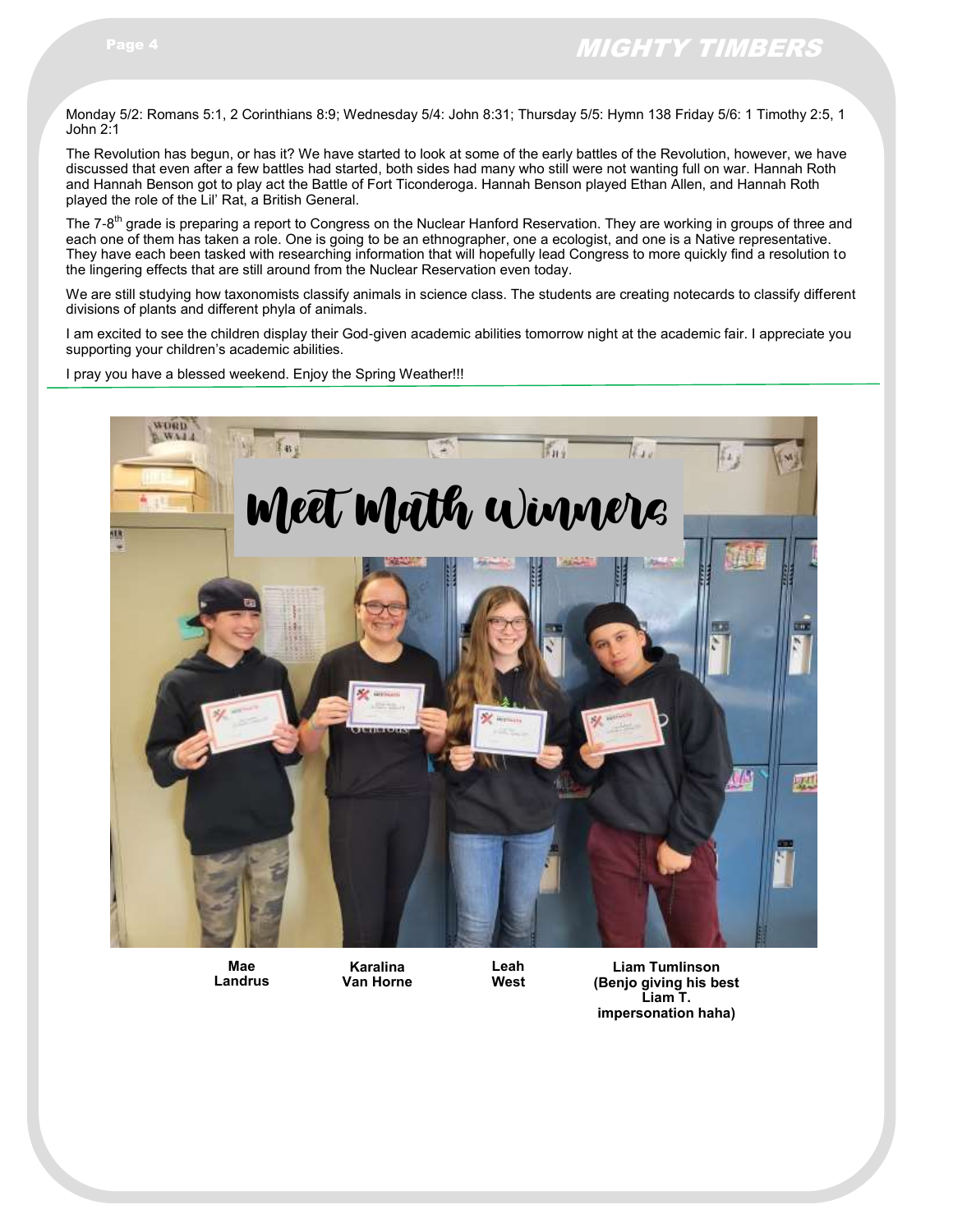Monday 5/2: Romans 5:1, 2 Corinthians 8:9; Wednesday 5/4: John 8:31; Thursday 5/5: Hymn 138 Friday 5/6: 1 Timothy 2:5, 1 John 2:1

The Revolution has begun, or has it? We have started to look at some of the early battles of the Revolution, however, we have discussed that even after a few battles had started, both sides had many who still were not wanting full on war. Hannah Roth and Hannah Benson got to play act the Battle of Fort Ticonderoga. Hannah Benson played Ethan Allen, and Hannah Roth played the role of the Lil' Rat, a British General.

The 7-8th grade is preparing a report to Congress on the Nuclear Hanford Reservation. They are working in groups of three and each one of them has taken a role. One is going to be an ethnographer, one a ecologist, and one is a Native representative. They have each been tasked with researching information that will hopefully lead Congress to more quickly find a resolution to the lingering effects that are still around from the Nuclear Reservation even today.

We are still studying how taxonomists classify animals in science class. The students are creating notecards to classify different divisions of plants and different phyla of animals.

I am excited to see the children display their God-given academic abilities tomorrow night at the academic fair. I appreciate you supporting your children's academic abilities.

I pray you have a blessed weekend. Enjoy the Spring Weather!!!

## Meet Math Winners

**Mae Landrus** **Karalina Van Horne** **Leah West** **Liam Tumlinson (Benjo giving his best Liam T. impersonation haha)**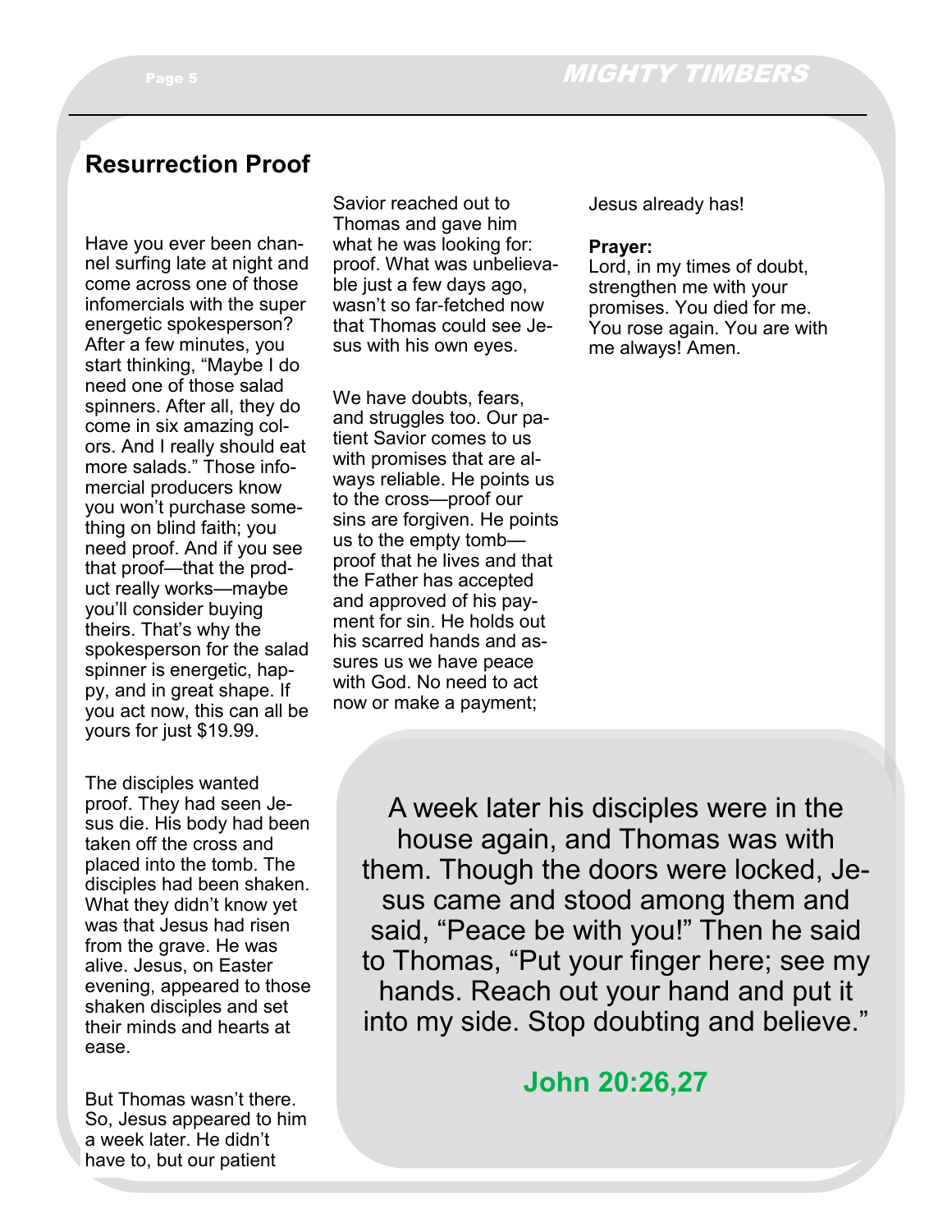## Resurrection Proof

Have you ever been channel surfing late at night and come across one of those infomercials with the super energetic spokesperson? After a few minutes, you start thinking, "Maybe I do need one of those salad spinners. After all, they do come in six amazing colors. And I really should eat more salads." Those infomercial producers know you won't purchase something on blind faith; you need proof. And if you see that proof—that the product really works—maybe you'll consider buying theirs. That's why the spokesperson for the salad spinner is energetic, happy, and in great shape. If you act now, this can all be yours for just $19.99.

The disciples wanted proof. They had seen Jesus die. His body had been taken off the cross and placed into the tomb. The disciples had been shaken. What they didn't know yet was that Jesus had risen from the grave. He was alive. Jesus, on Easter evening, appeared to those shaken disciples and set their minds and hearts at ease.

But Thomas wasn't there. So, Jesus appeared to him a week later. He didn't have to, but our patient Savior reached out to Thomas and gave him what he was looking for: proof. What was unbelievable just a few days ago, wasn't so far-fetched now that Thomas could see Jesus with his own eyes.

We have doubts, fears, and struggles too. Our patient Savior comes to us with promises that are always reliable. He points us to the cross—proof our sins are forgiven. He points us to the empty tomb—proof that he lives and that the Father has accepted and approved of his payment for sin. He holds out his scarred hands and assures us we have peace with God. No need to act now or make a payment; Jesus already has!

**Prayer:**
Lord, in my times of doubt, strengthen me with your promises. You died for me. You rose again. You are with me always! Amen.

> A week later his disciples were in the house again, and Thomas was with them. Though the doors were locked, Jesus came and stood among them and said, "Peace be with you!" Then he said to Thomas, "Put your finger here; see my hands. Reach out your hand and put it into my side. Stop doubting and believe."
>
> **John 20:26,27**